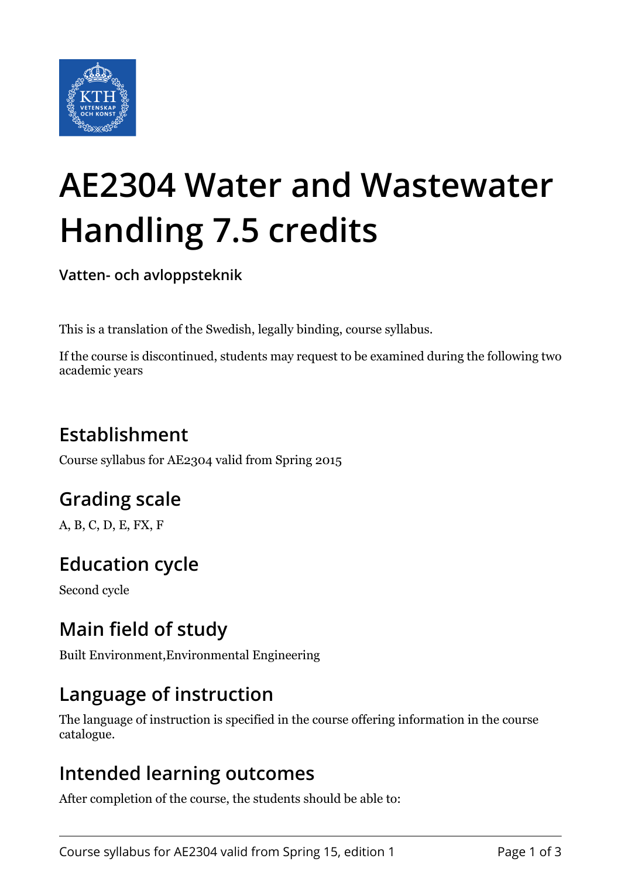# AE2304 Water and Wastewater Handling 7.5 credits

**Vatten- och avloppsteknik**

This is a translation of the Swedish, legally binding, course syllabus.

If the course is discontinued, students may request to be examined during the following two academic years

## Establishment

Course syllabus for AE2304 valid from Spring 2015

## Grading scale

A, B, C, D, E, FX, F

## Education cycle

Second cycle

## Main field of study

Built Environment,Environmental Engineering

## Language of instruction

The language of instruction is specified in the course offering information in the course catalogue.

## Intended learning outcomes

After completion of the course, the students should be able to: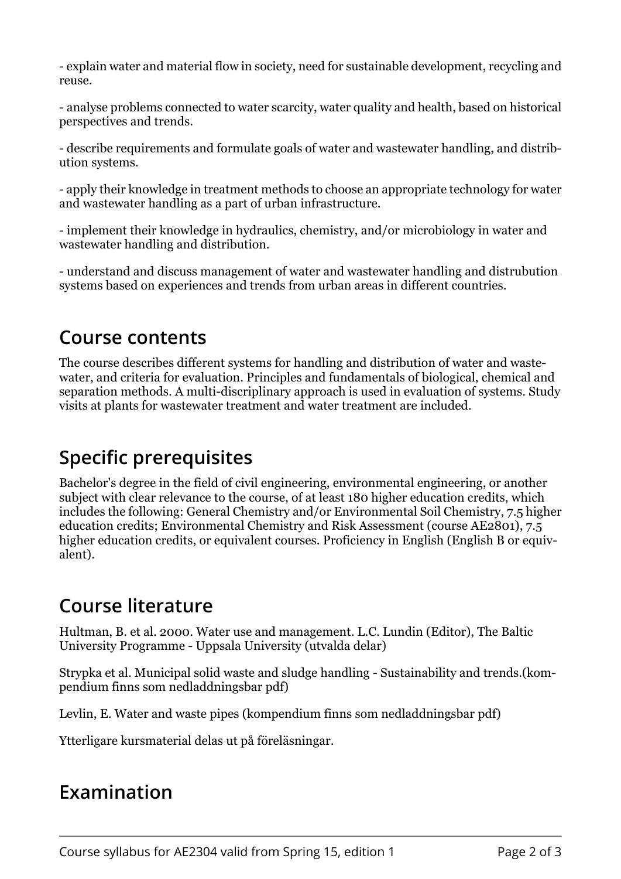- explain water and material flow in society, need for sustainable development, recycling and reuse.

- analyse problems connected to water scarcity, water quality and health, based on historical perspectives and trends.

- describe requirements and formulate goals of water and wastewater handling, and distribution systems.

- apply their knowledge in treatment methods to choose an appropriate technology for water and wastewater handling as a part of urban infrastructure.

- implement their knowledge in hydraulics, chemistry, and/or microbiology in water and wastewater handling and distribution.

- understand and discuss management of water and wastewater handling and distrubution systems based on experiences and trends from urban areas in different countries.

## Course contents

The course describes different systems for handling and distribution of water and wastewater, and criteria for evaluation. Principles and fundamentals of biological, chemical and separation methods. A multi-disciplinary approach is used in evaluation of systems. Study visits at plants for wastewater treatment and water treatment are included.

## Specific prerequisites

Bachelor's degree in the field of civil engineering, environmental engineering, or another subject with clear relevance to the course, of at least 180 higher education credits, which includes the following: General Chemistry and/or Environmental Soil Chemistry, 7.5 higher education credits; Environmental Chemistry and Risk Assessment (course AE2801), 7.5 higher education credits, or equivalent courses. Proficiency in English (English B or equivalent).

## Course literature

Hultman, B. et al. 2000. Water use and management. L.C. Lundin (Editor), The Baltic University Programme - Uppsala University (utvalda delar)

Strypka et al. Municipal solid waste and sludge handling - Sustainability and trends.(kompendium finns som nedladdningsbar pdf)

Levlin, E. Water and waste pipes (kompendium finns som nedladdningsbar pdf)

Ytterligare kursmaterial delas ut på föreläsningar.

## Examination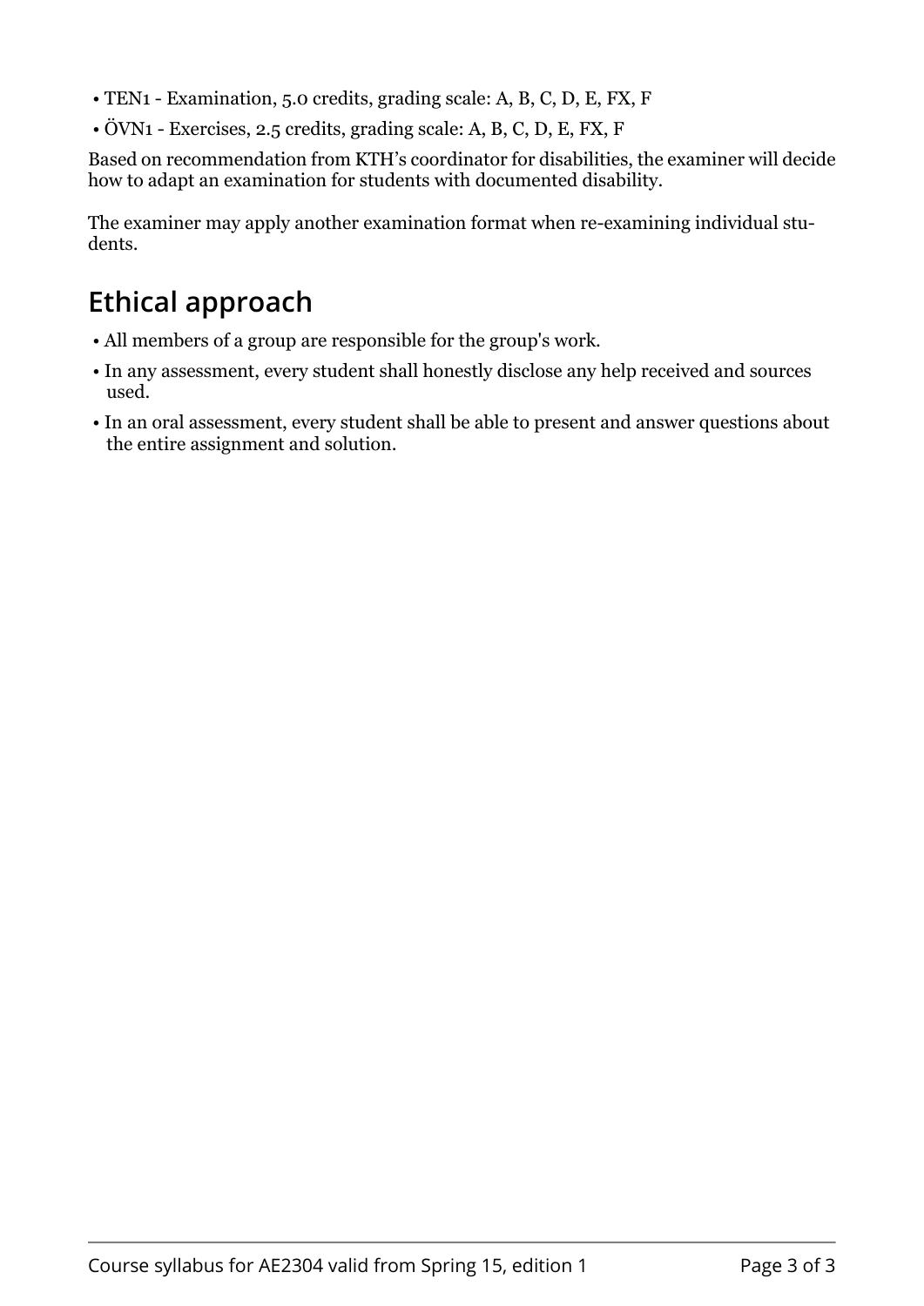- TEN1 - Examination, 5.0 credits, grading scale: A, B, C, D, E, FX, F
- ÖVN1 - Exercises, 2.5 credits, grading scale: A, B, C, D, E, FX, F

Based on recommendation from KTH's coordinator for disabilities, the examiner will decide how to adapt an examination for students with documented disability.

The examiner may apply another examination format when re-examining individual students.

## Ethical approach

- All members of a group are responsible for the group's work.
- In any assessment, every student shall honestly disclose any help received and sources used.
- In an oral assessment, every student shall be able to present and answer questions about the entire assignment and solution.